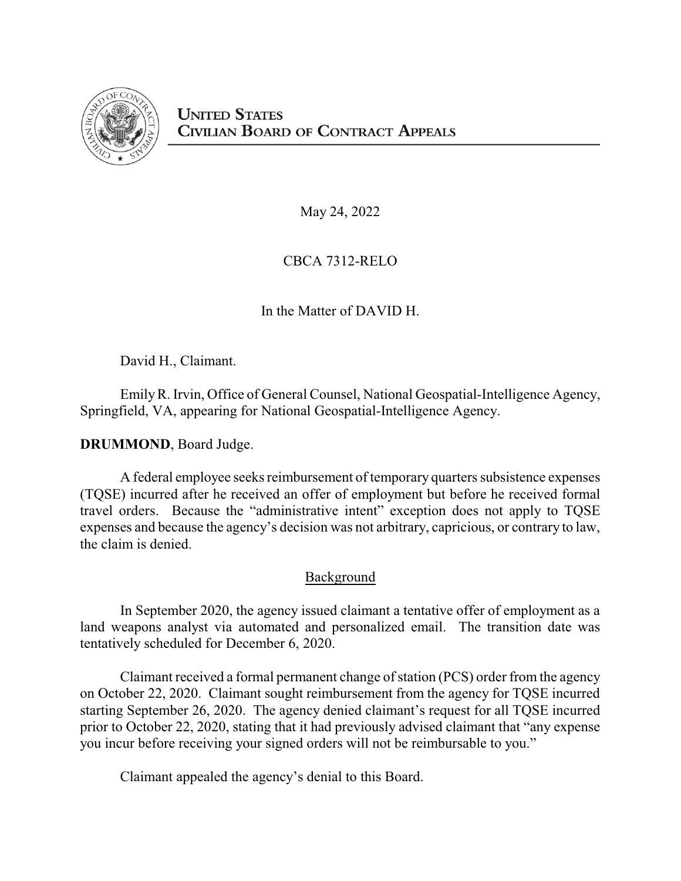**UNITED STATES**
**CIVILIAN BOARD OF CONTRACT APPEALS**

May 24, 2022

CBCA 7312-RELO

In the Matter of DAVID H.

David H., Claimant.

Emily R. Irvin, Office of General Counsel, National Geospatial-Intelligence Agency, Springfield, VA, appearing for National Geospatial-Intelligence Agency.

**DRUMMOND**, Board Judge.

A federal employee seeks reimbursement of temporary quarters subsistence expenses (TQSE) incurred after he received an offer of employment but before he received formal travel orders. Because the "administrative intent" exception does not apply to TQSE expenses and because the agency's decision was not arbitrary, capricious, or contrary to law, the claim is denied.

## Background

In September 2020, the agency issued claimant a tentative offer of employment as a land weapons analyst via automated and personalized email. The transition date was tentatively scheduled for December 6, 2020.

Claimant received a formal permanent change of station (PCS) order from the agency on October 22, 2020. Claimant sought reimbursement from the agency for TQSE incurred starting September 26, 2020. The agency denied claimant's request for all TQSE incurred prior to October 22, 2020, stating that it had previously advised claimant that "any expense you incur before receiving your signed orders will not be reimbursable to you."

Claimant appealed the agency's denial to this Board.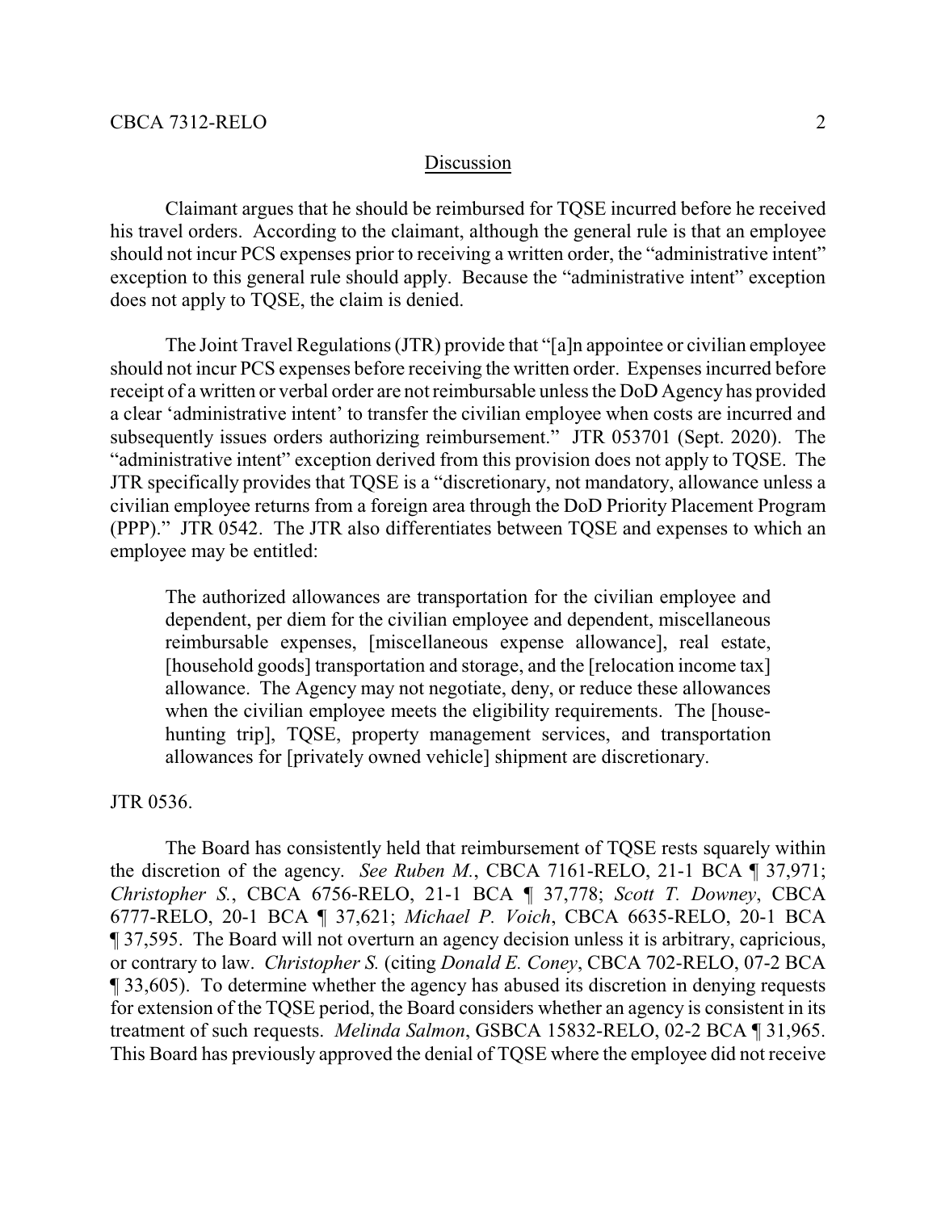## Discussion

Claimant argues that he should be reimbursed for TQSE incurred before he received his travel orders. According to the claimant, although the general rule is that an employee should not incur PCS expenses prior to receiving a written order, the "administrative intent" exception to this general rule should apply. Because the "administrative intent" exception does not apply to TQSE, the claim is denied.

The Joint Travel Regulations (JTR) provide that "[a]n appointee or civilian employee should not incur PCS expenses before receiving the written order. Expenses incurred before receipt of a written or verbal order are not reimbursable unless the DoD Agency has provided a clear 'administrative intent' to transfer the civilian employee when costs are incurred and subsequently issues orders authorizing reimbursement." JTR 053701 (Sept. 2020). The "administrative intent" exception derived from this provision does not apply to TQSE. The JTR specifically provides that TQSE is a "discretionary, not mandatory, allowance unless a civilian employee returns from a foreign area through the DoD Priority Placement Program (PPP)." JTR 0542. The JTR also differentiates between TQSE and expenses to which an employee may be entitled:

> The authorized allowances are transportation for the civilian employee and dependent, per diem for the civilian employee and dependent, miscellaneous reimbursable expenses, [miscellaneous expense allowance], real estate, [household goods] transportation and storage, and the [relocation income tax] allowance. The Agency may not negotiate, deny, or reduce these allowances when the civilian employee meets the eligibility requirements. The [house-hunting trip], TQSE, property management services, and transportation allowances for [privately owned vehicle] shipment are discretionary.

JTR 0536.

The Board has consistently held that reimbursement of TQSE rests squarely within the discretion of the agency. *See Ruben M.*, CBCA 7161-RELO, 21-1 BCA ¶ 37,971; *Christopher S.*, CBCA 6756-RELO, 21-1 BCA ¶ 37,778; *Scott T. Downey*, CBCA 6777-RELO, 20-1 BCA ¶ 37,621; *Michael P. Voich*, CBCA 6635-RELO, 20-1 BCA ¶ 37,595. The Board will not overturn an agency decision unless it is arbitrary, capricious, or contrary to law. *Christopher S.* (citing *Donald E. Coney*, CBCA 702-RELO, 07-2 BCA ¶ 33,605). To determine whether the agency has abused its discretion in denying requests for extension of the TQSE period, the Board considers whether an agency is consistent in its treatment of such requests. *Melinda Salmon*, GSBCA 15832-RELO, 02-2 BCA ¶ 31,965. This Board has previously approved the denial of TQSE where the employee did not receive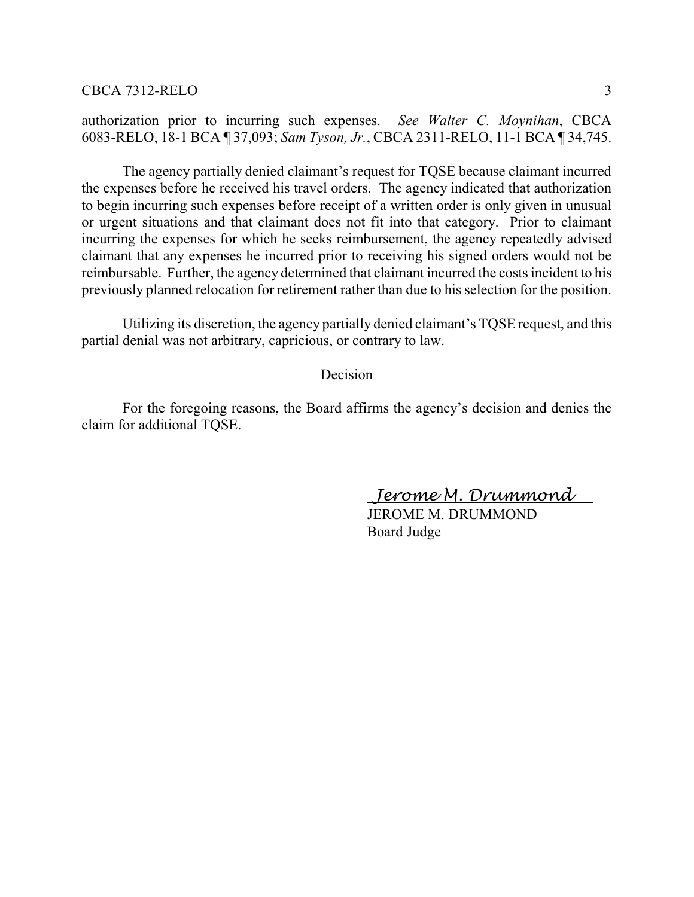authorization prior to incurring such expenses. *See Walter C. Moynihan*, CBCA 6083-RELO, 18-1 BCA ¶ 37,093; *Sam Tyson, Jr.*, CBCA 2311-RELO, 11-1 BCA ¶ 34,745.

The agency partially denied claimant's request for TQSE because claimant incurred the expenses before he received his travel orders. The agency indicated that authorization to begin incurring such expenses before receipt of a written order is only given in unusual or urgent situations and that claimant does not fit into that category. Prior to claimant incurring the expenses for which he seeks reimbursement, the agency repeatedly advised claimant that any expenses he incurred prior to receiving his signed orders would not be reimbursable. Further, the agency determined that claimant incurred the costs incident to his previously planned relocation for retirement rather than due to his selection for the position.

Utilizing its discretion, the agency partially denied claimant's TQSE request, and this partial denial was not arbitrary, capricious, or contrary to law.

## Decision

For the foregoing reasons, the Board affirms the agency's decision and denies the claim for additional TQSE.

*Jerome M. Drummond*
JEROME M. DRUMMOND
Board Judge